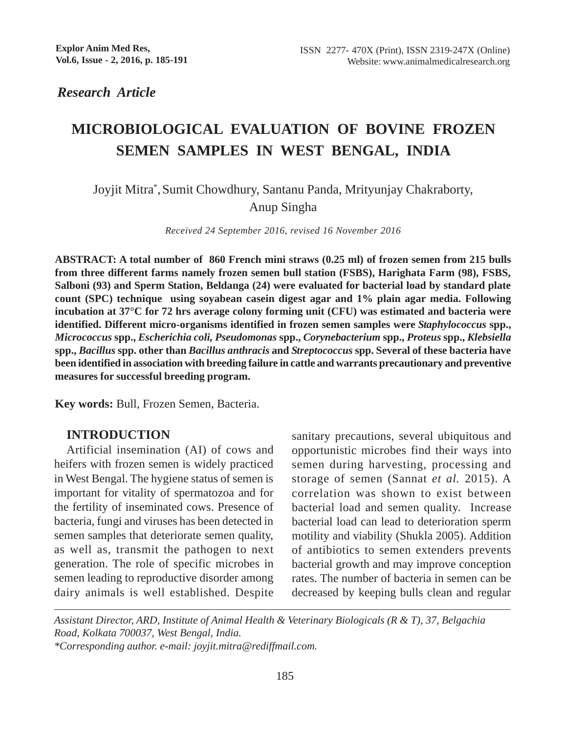*Research Article*

# MICROBIOLOGICAL EVALUATION OF BOVINE FROZEN SEMEN SAMPLES IN WEST BENGAL, INDIA

Joyjit Mitra*, Sumit Chowdhury, Santanu Panda, Mrityunjay Chakraborty, Anup Singha

*Received 24 September 2016, revised 16 November 2016*

**ABSTRACT: A total number of 860 French mini straws (0.25 ml) of frozen semen from 215 bulls from three different farms namely frozen semen bull station (FSBS), Harighata Farm (98), FSBS, Salboni (93) and Sperm Station, Beldanga (24) were evaluated for bacterial load by standard plate count (SPC) technique using soyabean casein digest agar and 1% plain agar media. Following incubation at 37°C for 72 hrs average colony forming unit (CFU) was estimated and bacteria were identified. Different micro-organisms identified in frozen semen samples were *Staphylococcus* spp., *Micrococcus* spp., *Escherichia coli, Pseudomonas* spp., *Corynebacterium* spp., *Proteus* spp., *Klebsiella* spp., *Bacillus* spp. other than *Bacillus anthracis* and *Streptococcus* spp. Several of these bacteria have been identified in association with breeding failure in cattle and warrants precautionary and preventive measures for successful breeding program.**

**Key words:** Bull, Frozen Semen, Bacteria.

## INTRODUCTION

Artificial insemination (AI) of cows and heifers with frozen semen is widely practiced in West Bengal. The hygiene status of semen is important for vitality of spermatozoa and for the fertility of inseminated cows. Presence of bacteria, fungi and viruses has been detected in semen samples that deteriorate semen quality, as well as, transmit the pathogen to next generation. The role of specific microbes in semen leading to reproductive disorder among dairy animals is well established. Despite sanitary precautions, several ubiquitous and opportunistic microbes find their ways into semen during harvesting, processing and storage of semen (Sannat *et al.* 2015). A correlation was shown to exist between bacterial load and semen quality. Increase bacterial load can lead to deterioration sperm motility and viability (Shukla 2005). Addition of antibiotics to semen extenders prevents bacterial growth and may improve conception rates. The number of bacteria in semen can be decreased by keeping bulls clean and regular

---

*Assistant Director, ARD, Institute of Animal Health & Veterinary Biologicals (R & T), 37, Belgachia Road, Kolkata 700037, West Bengal, India.*

*\*Corresponding author. e-mail: joyjit.mitra@rediffmail.com.*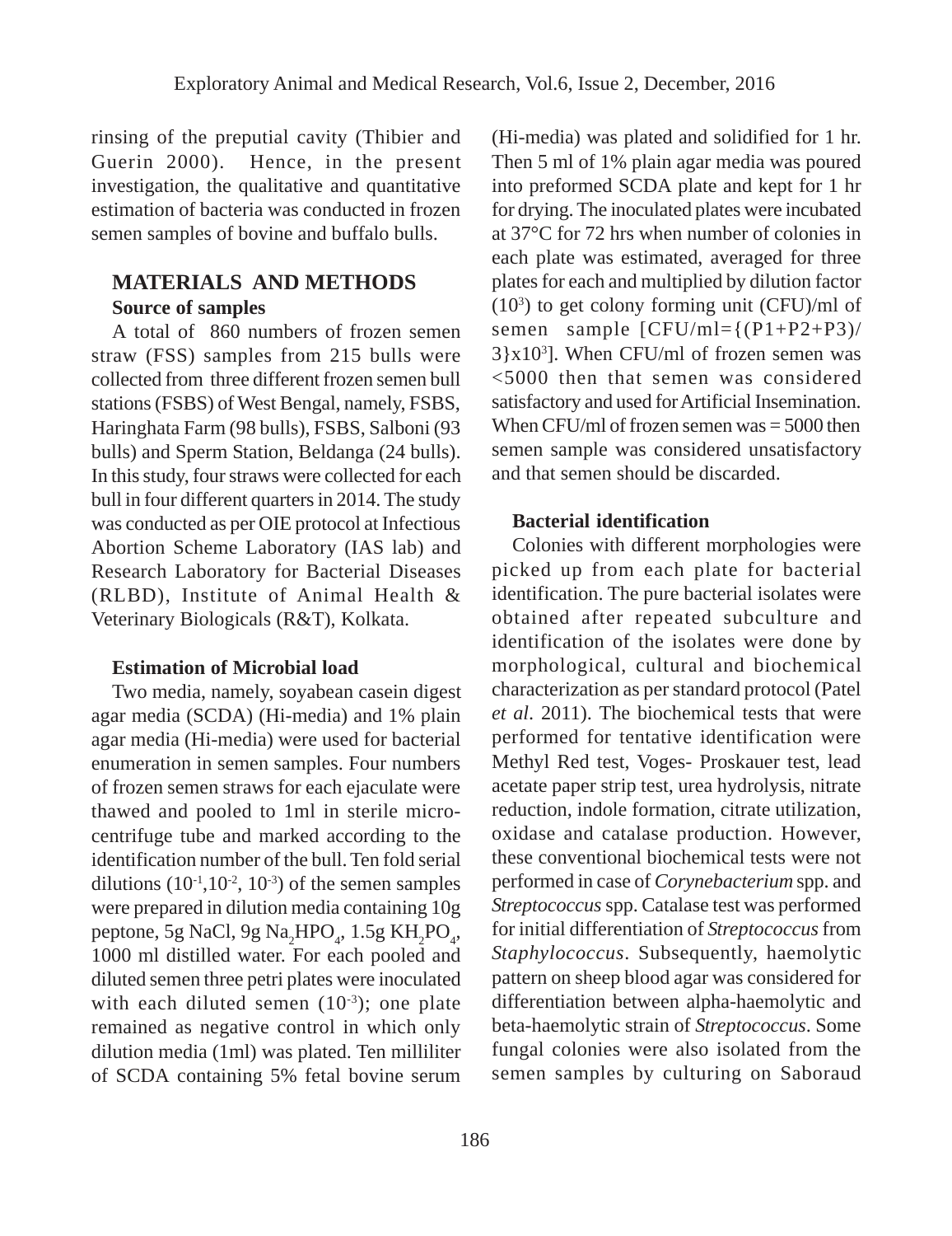rinsing of the preputial cavity (Thibier and Guerin 2000). Hence, in the present investigation, the qualitative and quantitative estimation of bacteria was conducted in frozen semen samples of bovine and buffalo bulls.

## MATERIALS AND METHODS

### Source of samples

A total of 860 numbers of frozen semen straw (FSS) samples from 215 bulls were collected from three different frozen semen bull stations (FSBS) of West Bengal, namely, FSBS, Haringhata Farm (98 bulls), FSBS, Salboni (93 bulls) and Sperm Station, Beldanga (24 bulls). In this study, four straws were collected for each bull in four different quarters in 2014. The study was conducted as per OIE protocol at Infectious Abortion Scheme Laboratory (IAS lab) and Research Laboratory for Bacterial Diseases (RLBD), Institute of Animal Health & Veterinary Biologicals (R&T), Kolkata.

### Estimation of Microbial load

Two media, namely, soyabean casein digest agar media (SCDA) (Hi-media) and 1% plain agar media (Hi-media) were used for bacterial enumeration in semen samples. Four numbers of frozen semen straws for each ejaculate were thawed and pooled to 1ml in sterile micro-centrifuge tube and marked according to the identification number of the bull. Ten fold serial dilutions ($10^{-1}$, $10^{-2}$, $10^{-3}$) of the semen samples were prepared in dilution media containing 10g peptone, 5g NaCl, 9g $Na_2HPO_4$, 1.5g $KH_2PO_4$, 1000 ml distilled water. For each pooled and diluted semen three petri plates were inoculated with each diluted semen ($10^{-3}$); one plate remained as negative control in which only dilution media (1ml) was plated. Ten milliliter of SCDA containing 5% fetal bovine serum (Hi-media) was plated and solidified for 1 hr. Then 5 ml of 1% plain agar media was poured into preformed SCDA plate and kept for 1 hr for drying. The inoculated plates were incubated at 37°C for 72 hrs when number of colonies in each plate was estimated, averaged for three plates for each and multiplied by dilution factor ($10^3$) to get colony forming unit (CFU)/ml of semen sample [$CFU/ml=\{(P1+P2+P3)/3\}x10^3$]. When CFU/ml of frozen semen was <5000 then that semen was considered satisfactory and used for Artificial Insemination. When CFU/ml of frozen semen was = 5000 then semen sample was considered unsatisfactory and that semen should be discarded.

### Bacterial identification

Colonies with different morphologies were picked up from each plate for bacterial identification. The pure bacterial isolates were obtained after repeated subculture and identification of the isolates were done by morphological, cultural and biochemical characterization as per standard protocol (Patel *et al*. 2011). The biochemical tests that were performed for tentative identification were Methyl Red test, Voges- Proskauer test, lead acetate paper strip test, urea hydrolysis, nitrate reduction, indole formation, citrate utilization, oxidase and catalase production. However, these conventional biochemical tests were not performed in case of *Corynebacterium* spp. and *Streptococcus* spp. Catalase test was performed for initial differentiation of *Streptococcus* from *Staphylococcus*. Subsequently, haemolytic pattern on sheep blood agar was considered for differentiation between alpha-haemolytic and beta-haemolytic strain of *Streptococcus*. Some fungal colonies were also isolated from the semen samples by culturing on Saboraud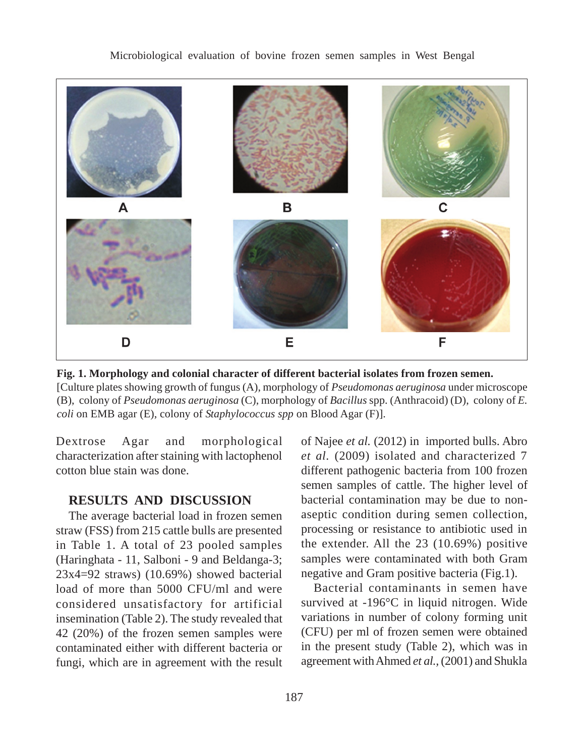**Fig. 1. Morphology and colonial character of different bacterial isolates from frozen semen.**
[Culture plates showing growth of fungus (A), morphology of *Pseudomonas aeruginosa* under microscope (B), colony of *Pseudomonas aeruginosa* (C), morphology of *Bacillus* spp. (Anthracoid) (D), colony of *E. coli* on EMB agar (E), colony of *Staphylococcus spp* on Blood Agar (F)].

Dextrose Agar and morphological characterization after staining with lactophenol cotton blue stain was done.

## RESULTS AND DISCUSSION

The average bacterial load in frozen semen straw (FSS) from 215 cattle bulls are presented in Table 1. A total of 23 pooled samples (Haringhata - 11, Salboni - 9 and Beldanga-3; 23x4=92 straws) (10.69%) showed bacterial load of more than 5000 CFU/ml and were considered unsatisfactory for artificial insemination (Table 2). The study revealed that 42 (20%) of the frozen semen samples were contaminated either with different bacteria or fungi, which are in agreement with the result of Najee *et al.* (2012) in imported bulls. Abro *et al*. (2009) isolated and characterized 7 different pathogenic bacteria from 100 frozen semen samples of cattle. The higher level of bacterial contamination may be due to non-aseptic condition during semen collection, processing or resistance to antibiotic used in the extender. All the 23 (10.69%) positive samples were contaminated with both Gram negative and Gram positive bacteria (Fig.1).

Bacterial contaminants in semen have survived at -196°C in liquid nitrogen. Wide variations in number of colony forming unit (CFU) per ml of frozen semen were obtained in the present study (Table 2), which was in agreement with Ahmed *et al.*, (2001) and Shukla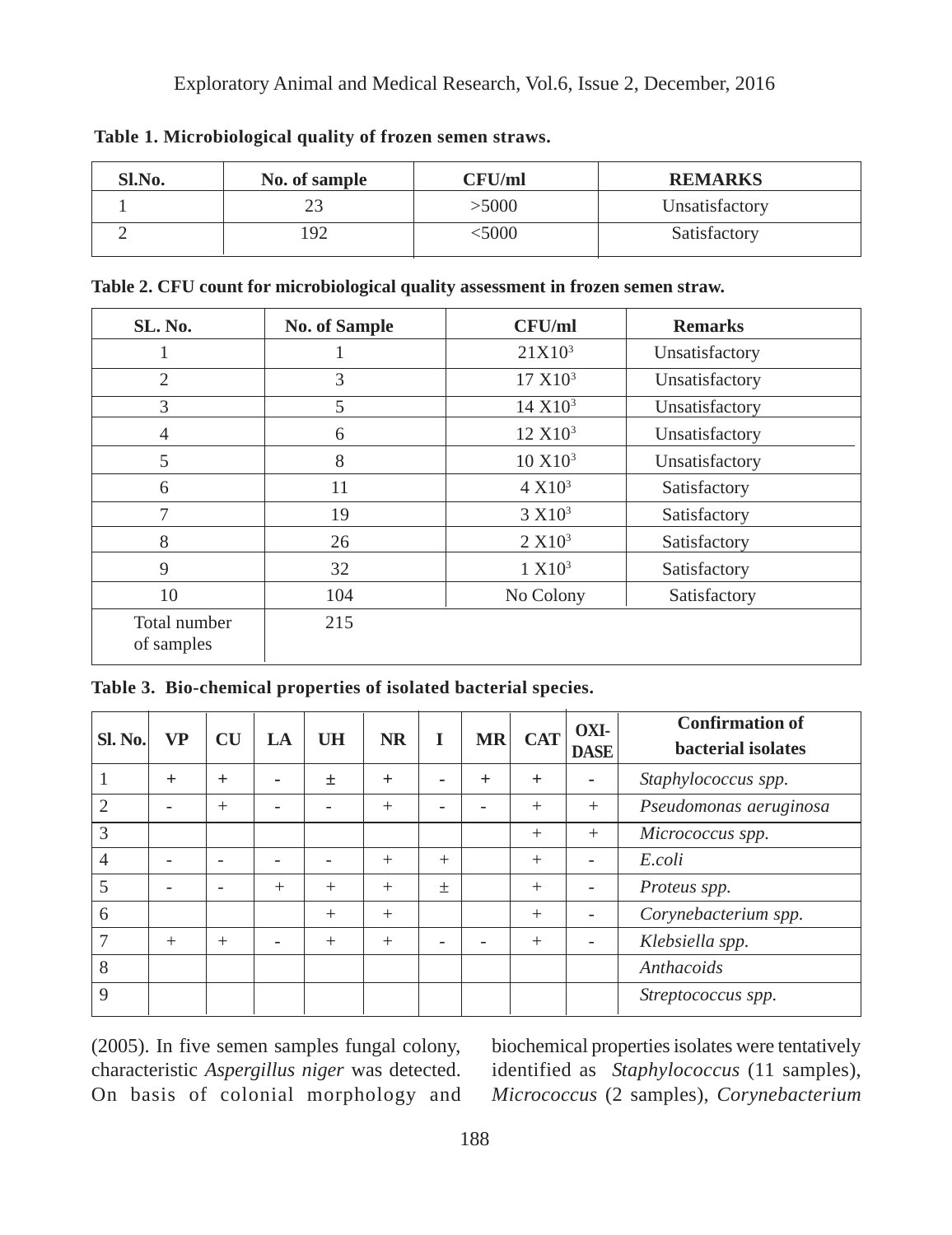**Table 1. Microbiological quality of frozen semen straws.**

| Sl.No. | No. of sample | CFU/ml | REMARKS |
|---|---|---|---|
| 1 | 23 | >5000 | Unsatisfactory |
| 2 | 192 | <5000 | Satisfactory |

**Table 2. CFU count for microbiological quality assessment in frozen semen straw.**

| SL. No. | No. of Sample | CFU/ml | Remarks |
|---|---|---|---|
| 1 | 1 | $21X10^3$ | Unsatisfactory |
| 2 | 3 | $17\ X10^3$ | Unsatisfactory |
| 3 | 5 | $14\ X10^3$ | Unsatisfactory |
| 4 | 6 | $12\ X10^3$ | Unsatisfactory |
| 5 | 8 | $10\ X10^3$ | Unsatisfactory |
| 6 | 11 | $4\ X10^3$ | Satisfactory |
| 7 | 19 | $3\ X10^3$ | Satisfactory |
| 8 | 26 | $2\ X10^3$ | Satisfactory |
| 9 | 32 | $1\ X10^3$ | Satisfactory |
| 10 | 104 | No Colony | Satisfactory |
| Total number of samples | 215 | | |

**Table 3. Bio-chemical properties of isolated bacterial species.**

| Sl. No. | VP | CU | LA | UH | NR | I | MR | CAT | OXI-DASE | Confirmation of bacterial isolates |
|---|---|---|---|---|---|---|---|---|---|---|
| 1 | + | + | - | ± | + | - | + | + | - | *Staphylococcus spp.* |
| 2 | - | + | - | - | + | - | - | + | + | *Pseudomonas aeruginosa* |
| 3 | | | | | | | | + | + | *Micrococcus spp.* |
| 4 | - | - | - | - | + | + | | + | - | *E.coli* |
| 5 | - | - | + | + | + | ± | | + | - | *Proteus spp.* |
| 6 | | | | + | + | | | + | - | *Corynebacterium spp.* |
| 7 | + | + | - | + | + | - | - | + | - | *Klebsiella spp.* |
| 8 | | | | | | | | | | *Anthacoids* |
| 9 | | | | | | | | | | *Streptococcus spp.* |

(2005). In five semen samples fungal colony, characteristic *Aspergillus niger* was detected. On basis of colonial morphology and biochemical properties isolates were tentatively identified as *Staphylococcus* (11 samples), *Micrococcus* (2 samples), *Corynebacterium*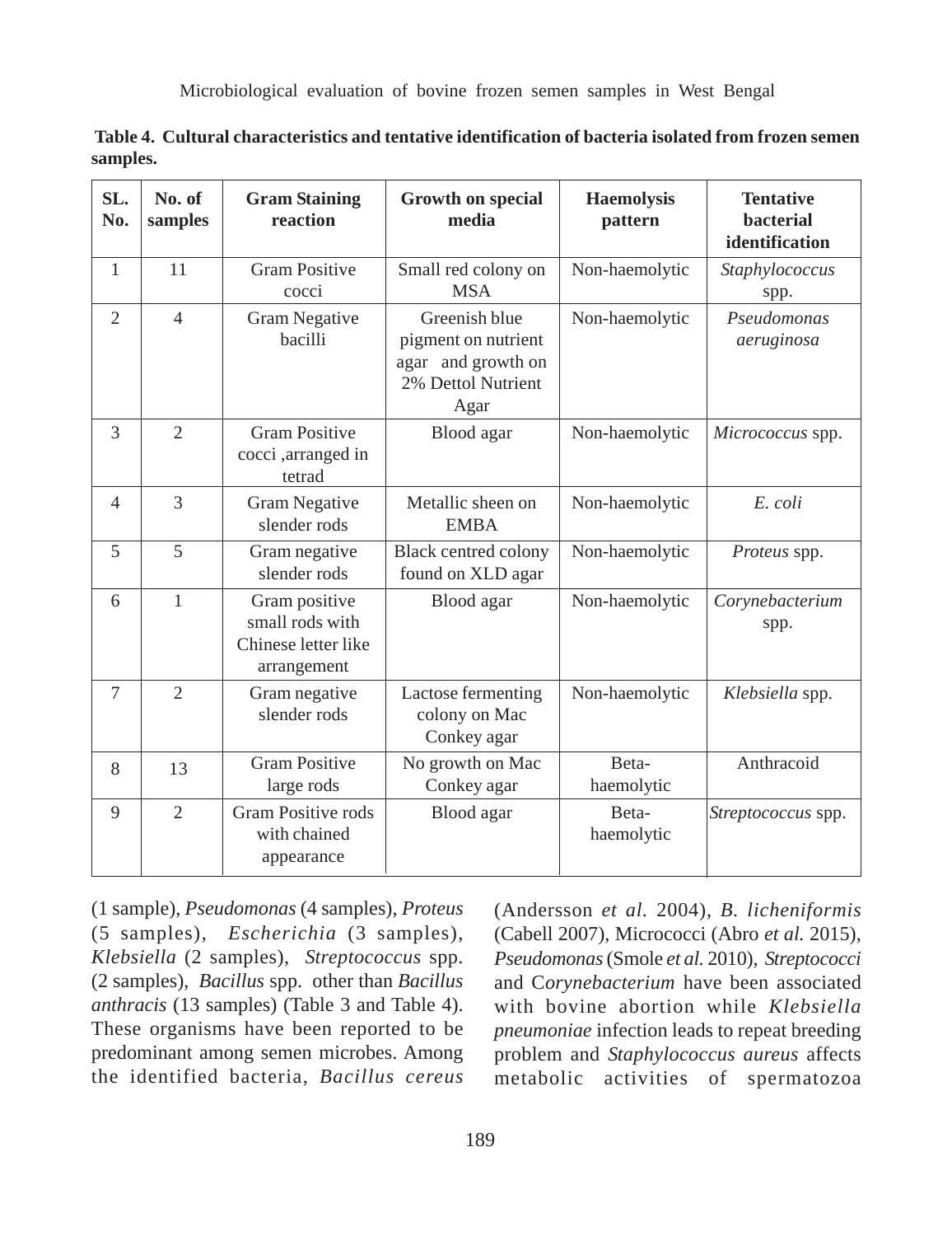**Table 4. Cultural characteristics and tentative identification of bacteria isolated from frozen semen samples.**

| SL. No. | No. of samples | Gram Staining reaction | Growth on special media | Haemolysis pattern | Tentative bacterial identification |
|---|---|---|---|---|---|
| 1 | 11 | Gram Positive cocci | Small red colony on MSA | Non-haemolytic | *Staphylococcus* spp. |
| 2 | 4 | Gram Negative bacilli | Greenish blue pigment on nutrient agar and growth on 2% Dettol Nutrient Agar | Non-haemolytic | *Pseudomonas aeruginosa* |
| 3 | 2 | Gram Positive cocci ,arranged in tetrad | Blood agar | Non-haemolytic | *Micrococcus* spp. |
| 4 | 3 | Gram Negative slender rods | Metallic sheen on EMBA | Non-haemolytic | *E. coli* |
| 5 | 5 | Gram negative slender rods | Black centred colony found on XLD agar | Non-haemolytic | *Proteus* spp. |
| 6 | 1 | Gram positive small rods with Chinese letter like arrangement | Blood agar | Non-haemolytic | *Corynebacterium* spp. |
| 7 | 2 | Gram negative slender rods | Lactose fermenting colony on Mac Conkey agar | Non-haemolytic | *Klebsiella* spp. |
| 8 | 13 | Gram Positive large rods | No growth on Mac Conkey agar | Beta-haemolytic | Anthracoid |
| 9 | 2 | Gram Positive rods with chained appearance | Blood agar | Beta-haemolytic | *Streptococcus* spp. |

(1 sample), *Pseudomonas* (4 samples), *Proteus* (5 samples), *Escherichia* (3 samples), *Klebsiella* (2 samples), *Streptococcus* spp. (2 samples), *Bacillus* spp. other than *Bacillus anthracis* (13 samples) (Table 3 and Table 4). These organisms have been reported to be predominant among semen microbes. Among the identified bacteria, *Bacillus cereus* (Andersson *et al.* 2004), *B. licheniformis* (Cabell 2007), Micrococci (Abro *et al.* 2015), *Pseudomonas* (Smole *et al.* 2010), *Streptococci* and C*orynebacterium* have been associated with bovine abortion while *Klebsiella pneumoniae* infection leads to repeat breeding problem and *Staphylococcus aureus* affects metabolic activities of spermatozoa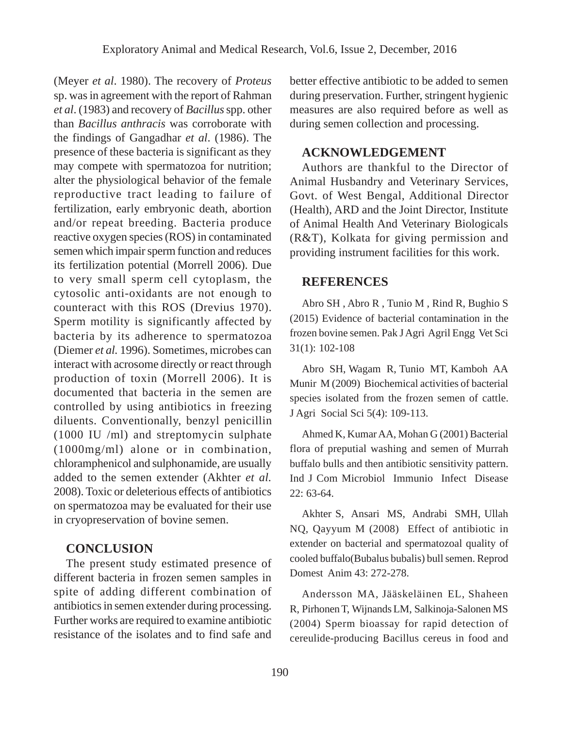(Meyer *et al*. 1980). The recovery of *Proteus* sp. was in agreement with the report of Rahman *et al*. (1983) and recovery of *Bacillus* spp. other than *Bacillus anthracis* was corroborate with the findings of Gangadhar *et al*. (1986). The presence of these bacteria is significant as they may compete with spermatozoa for nutrition; alter the physiological behavior of the female reproductive tract leading to failure of fertilization, early embryonic death, abortion and/or repeat breeding. Bacteria produce reactive oxygen species (ROS) in contaminated semen which impair sperm function and reduces its fertilization potential (Morrell 2006). Due to very small sperm cell cytoplasm, the cytosolic anti-oxidants are not enough to counteract with this ROS (Drevius 1970). Sperm motility is significantly affected by bacteria by its adherence to spermatozoa (Diemer *et al.* 1996). Sometimes, microbes can interact with acrosome directly or react through production of toxin (Morrell 2006). It is documented that bacteria in the semen are controlled by using antibiotics in freezing diluents. Conventionally, benzyl penicillin (1000 IU /ml) and streptomycin sulphate (1000mg/ml) alone or in combination, chloramphenicol and sulphonamide, are usually added to the semen extender (Akhter *et al.* 2008). Toxic or deleterious effects of antibiotics on spermatozoa may be evaluated for their use in cryopreservation of bovine semen.

## CONCLUSION

The present study estimated presence of different bacteria in frozen semen samples in spite of adding different combination of antibiotics in semen extender during processing. Further works are required to examine antibiotic resistance of the isolates and to find safe and better effective antibiotic to be added to semen during preservation. Further, stringent hygienic measures are also required before as well as during semen collection and processing.

## ACKNOWLEDGEMENT

Authors are thankful to the Director of Animal Husbandry and Veterinary Services, Govt. of West Bengal, Additional Director (Health), ARD and the Joint Director, Institute of Animal Health And Veterinary Biologicals (R&T), Kolkata for giving permission and providing instrument facilities for this work.

## REFERENCES

Abro SH , Abro R , Tunio M , Rind R, Bughio S (2015) Evidence of bacterial contamination in the frozen bovine semen. Pak J Agri Agril Engg Vet Sci 31(1): 102-108

Abro SH, Wagam R, Tunio MT, Kamboh AA Munir M (2009) Biochemical activities of bacterial species isolated from the frozen semen of cattle. J Agri Social Sci 5(4): 109-113.

Ahmed K, Kumar AA, Mohan G (2001) Bacterial flora of preputial washing and semen of Murrah buffalo bulls and then antibiotic sensitivity pattern. Ind J Com Microbiol Immunio Infect Disease 22: 63-64.

Akhter S, Ansari MS, Andrabi SMH, Ullah NQ, Qayyum M (2008) Effect of antibiotic in extender on bacterial and spermatozoal quality of cooled buffalo(Bubalus bubalis) bull semen. Reprod Domest Anim 43: 272-278.

Andersson MA, Jääskeläinen EL, Shaheen R, Pirhonen T, Wijnands LM, Salkinoja-Salonen MS (2004) Sperm bioassay for rapid detection of cereulide-producing Bacillus cereus in food and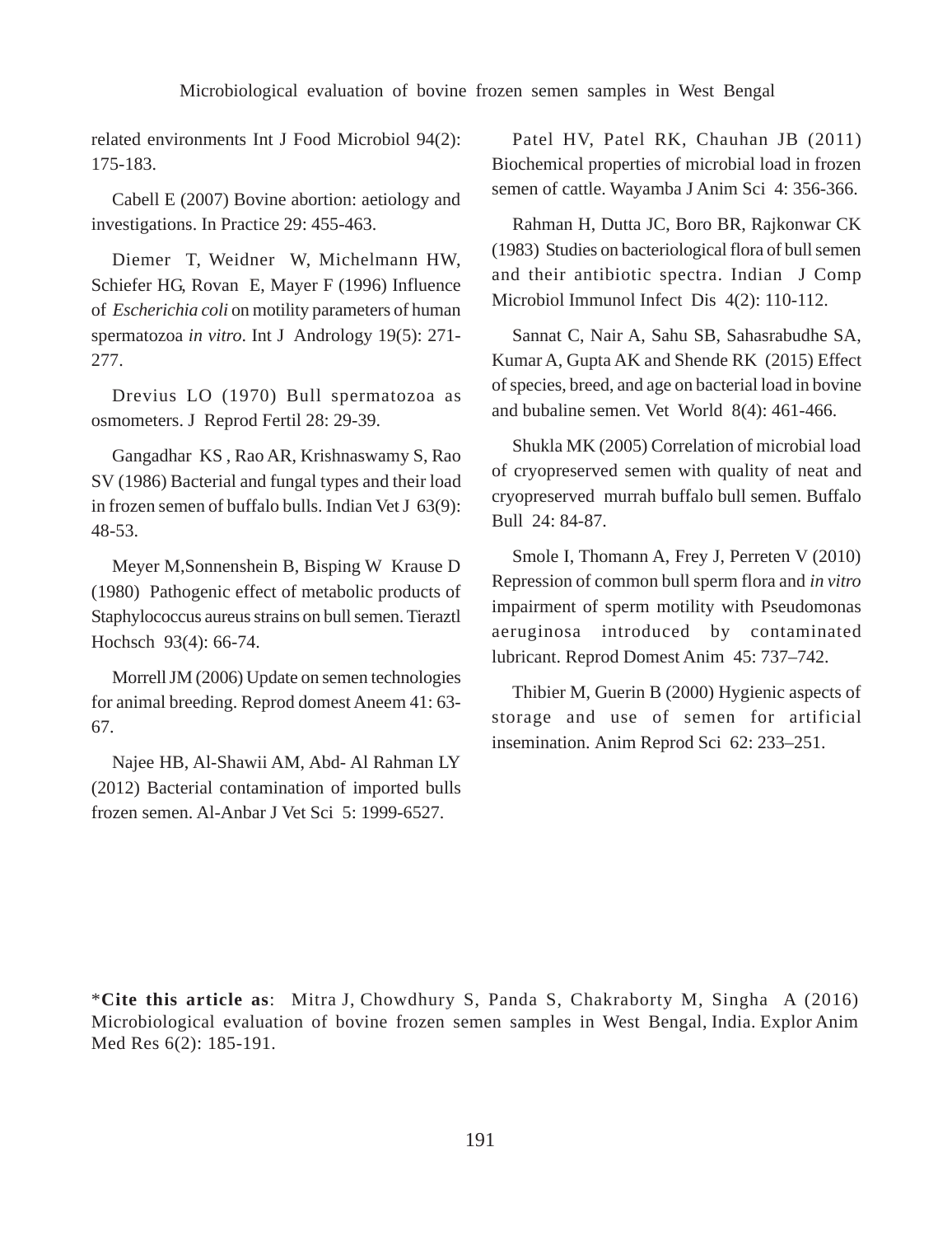related environments Int J Food Microbiol 94(2): 175-183.

Cabell E (2007) Bovine abortion: aetiology and investigations. In Practice 29: 455-463.

Diemer T, Weidner W, Michelmann HW, Schiefer HG, Rovan E, Mayer F (1996) Influence of *Escherichia coli* on motility parameters of human spermatozoa *in vitro*. Int J Andrology 19(5): 271-277.

Drevius LO (1970) Bull spermatozoa as osmometers. J Reprod Fertil 28: 29-39.

Gangadhar KS , Rao AR, Krishnaswamy S, Rao SV (1986) Bacterial and fungal types and their load in frozen semen of buffalo bulls. Indian Vet J 63(9): 48-53.

Meyer M,Sonnenshein B, Bisping W Krause D (1980) Pathogenic effect of metabolic products of Staphylococcus aureus strains on bull semen. Tieraztl Hochsch 93(4): 66-74.

Morrell JM (2006) Update on semen technologies for animal breeding. Reprod domest Aneem 41: 63-67.

Najee HB, Al-Shawii AM, Abd- Al Rahman LY (2012) Bacterial contamination of imported bulls frozen semen. Al-Anbar J Vet Sci 5: 1999-6527.

Patel HV, Patel RK, Chauhan JB (2011) Biochemical properties of microbial load in frozen semen of cattle. Wayamba J Anim Sci 4: 356-366.

Rahman H, Dutta JC, Boro BR, Rajkonwar CK (1983) Studies on bacteriological flora of bull semen and their antibiotic spectra. Indian J Comp Microbiol Immunol Infect Dis 4(2): 110-112.

Sannat C, Nair A, Sahu SB, Sahasrabudhe SA, Kumar A, Gupta AK and Shende RK (2015) Effect of species, breed, and age on bacterial load in bovine and bubaline semen. Vet World 8(4): 461-466.

Shukla MK (2005) Correlation of microbial load of cryopreserved semen with quality of neat and cryopreserved murrah buffalo bull semen. Buffalo Bull 24: 84-87.

Smole I, Thomann A, Frey J, Perreten V (2010) Repression of common bull sperm flora and *in vitro* impairment of sperm motility with Pseudomonas aeruginosa introduced by contaminated lubricant. Reprod Domest Anim 45: 737–742.

Thibier M, Guerin B (2000) Hygienic aspects of storage and use of semen for artificial insemination. Anim Reprod Sci 62: 233–251.

*__Cite this article as__: Mitra J, Chowdhury S, Panda S, Chakraborty M, Singha A (2016) Microbiological evaluation of bovine frozen semen samples in West Bengal, India. Explor Anim Med Res 6(2): 185-191.